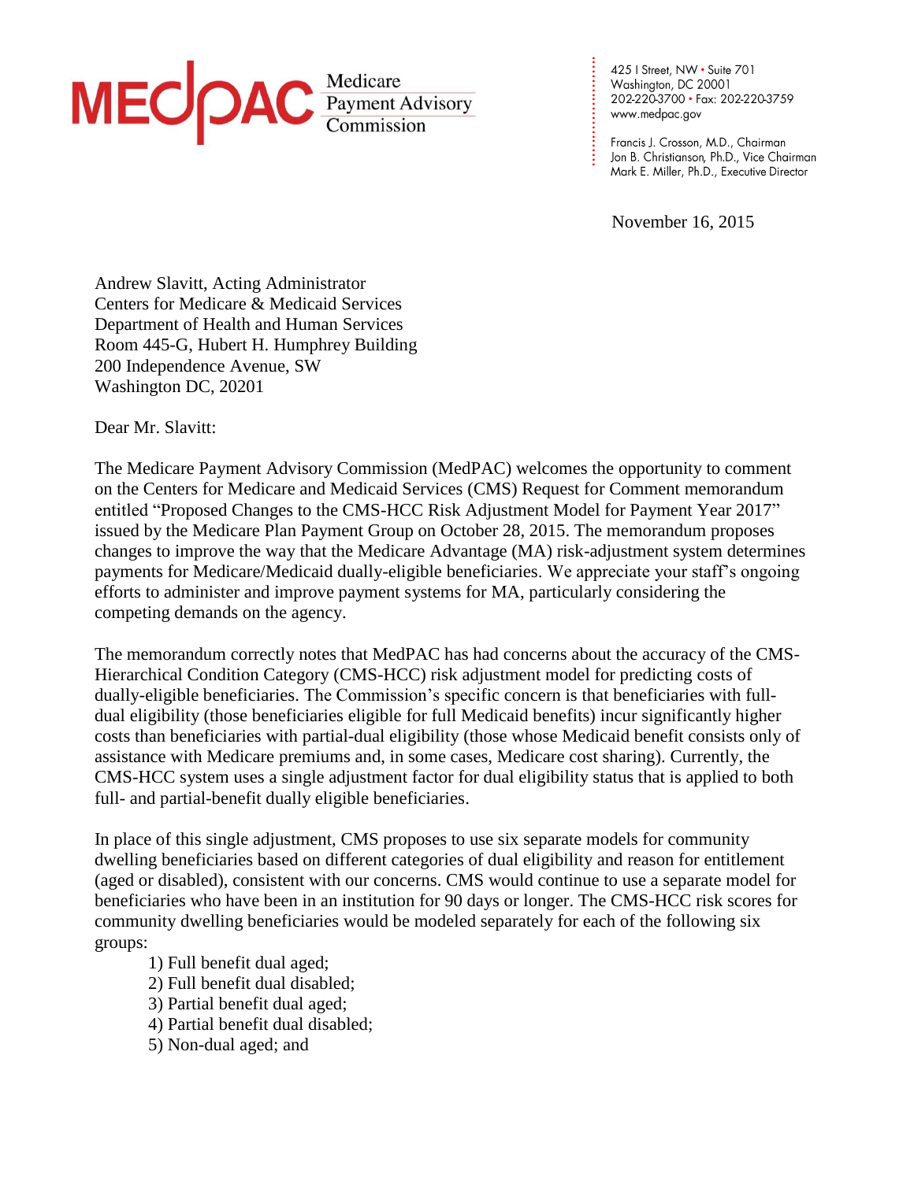MEDPAC Medicare Payment Advisory Commission

425 I Street, NW • Suite 701
Washington, DC 20001
202-220-3700 • Fax: 202-220-3759
www.medpac.gov

Francis J. Crosson, M.D., Chairman
Jon B. Christianson, Ph.D., Vice Chairman
Mark E. Miller, Ph.D., Executive Director

November 16, 2015

Andrew Slavitt, Acting Administrator
Centers for Medicare & Medicaid Services
Department of Health and Human Services
Room 445-G, Hubert H. Humphrey Building
200 Independence Avenue, SW
Washington DC, 20201

Dear Mr. Slavitt:

The Medicare Payment Advisory Commission (MedPAC) welcomes the opportunity to comment on the Centers for Medicare and Medicaid Services (CMS) Request for Comment memorandum entitled "Proposed Changes to the CMS-HCC Risk Adjustment Model for Payment Year 2017" issued by the Medicare Plan Payment Group on October 28, 2015. The memorandum proposes changes to improve the way that the Medicare Advantage (MA) risk-adjustment system determines payments for Medicare/Medicaid dually-eligible beneficiaries. We appreciate your staff's ongoing efforts to administer and improve payment systems for MA, particularly considering the competing demands on the agency.

The memorandum correctly notes that MedPAC has had concerns about the accuracy of the CMS-Hierarchical Condition Category (CMS-HCC) risk adjustment model for predicting costs of dually-eligible beneficiaries. The Commission's specific concern is that beneficiaries with full-dual eligibility (those beneficiaries eligible for full Medicaid benefits) incur significantly higher costs than beneficiaries with partial-dual eligibility (those whose Medicaid benefit consists only of assistance with Medicare premiums and, in some cases, Medicare cost sharing). Currently, the CMS-HCC system uses a single adjustment factor for dual eligibility status that is applied to both full- and partial-benefit dually eligible beneficiaries.

In place of this single adjustment, CMS proposes to use six separate models for community dwelling beneficiaries based on different categories of dual eligibility and reason for entitlement (aged or disabled), consistent with our concerns. CMS would continue to use a separate model for beneficiaries who have been in an institution for 90 days or longer. The CMS-HCC risk scores for community dwelling beneficiaries would be modeled separately for each of the following six groups:

1) Full benefit dual aged;
2) Full benefit dual disabled;
3) Partial benefit dual aged;
4) Partial benefit dual disabled;
5) Non-dual aged; and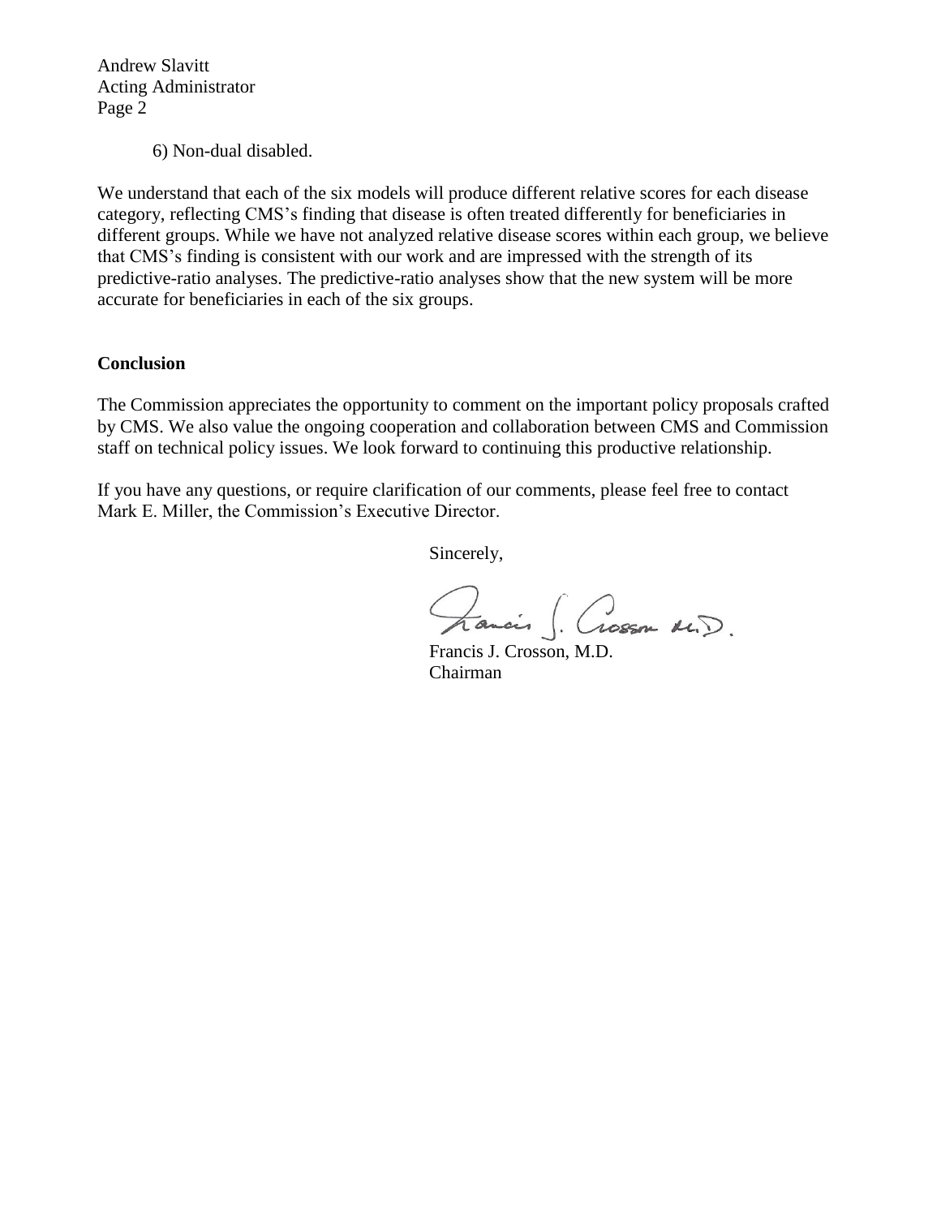6) Non-dual disabled.

We understand that each of the six models will produce different relative scores for each disease category, reflecting CMS's finding that disease is often treated differently for beneficiaries in different groups. While we have not analyzed relative disease scores within each group, we believe that CMS's finding is consistent with our work and are impressed with the strength of its predictive-ratio analyses. The predictive-ratio analyses show that the new system will be more accurate for beneficiaries in each of the six groups.

**Conclusion**

The Commission appreciates the opportunity to comment on the important policy proposals crafted by CMS. We also value the ongoing cooperation and collaboration between CMS and Commission staff on technical policy issues. We look forward to continuing this productive relationship.

If you have any questions, or require clarification of our comments, please feel free to contact Mark E. Miller, the Commission's Executive Director.

Sincerely,

Francis J. Crosson, M.D.
Chairman